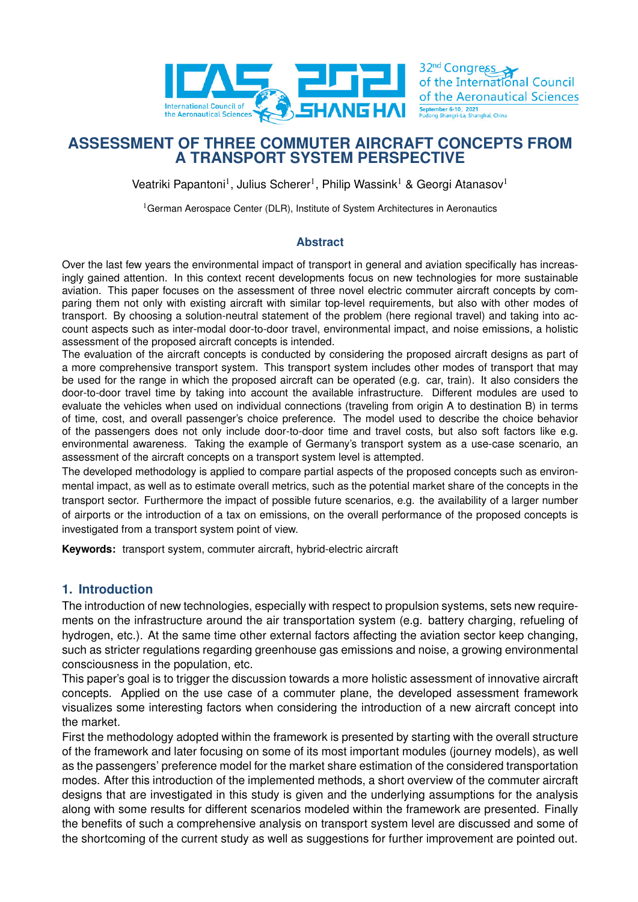# ASSESSMENT OF THREE COMMUTER AIRCRAFT CONCEPTS FROM A TRANSPORT SYSTEM PERSPECTIVE

Veatriki Papantoni[1], Julius Scherer[1], Philip Wassink[1] & Georgi Atanasov[1]

[1]German Aerospace Center (DLR), Institute of System Architectures in Aeronautics

## Abstract

Over the last few years the environmental impact of transport in general and aviation specifically has increasingly gained attention. In this context recent developments focus on new technologies for more sustainable aviation. This paper focuses on the assessment of three novel electric commuter aircraft concepts by comparing them not only with existing aircraft with similar top-level requirements, but also with other modes of transport. By choosing a solution-neutral statement of the problem (here regional travel) and taking into account aspects such as inter-modal door-to-door travel, environmental impact, and noise emissions, a holistic assessment of the proposed aircraft concepts is intended.

The evaluation of the aircraft concepts is conducted by considering the proposed aircraft designs as part of a more comprehensive transport system. This transport system includes other modes of transport that may be used for the range in which the proposed aircraft can be operated (e.g. car, train). It also considers the door-to-door travel time by taking into account the available infrastructure. Different modules are used to evaluate the vehicles when used on individual connections (traveling from origin A to destination B) in terms of time, cost, and overall passenger's choice preference. The model used to describe the choice behavior of the passengers does not only include door-to-door time and travel costs, but also soft factors like e.g. environmental awareness. Taking the example of Germany's transport system as a use-case scenario, an assessment of the aircraft concepts on a transport system level is attempted.

The developed methodology is applied to compare partial aspects of the proposed concepts such as environmental impact, as well as to estimate overall metrics, such as the potential market share of the concepts in the transport sector. Furthermore the impact of possible future scenarios, e.g. the availability of a larger number of airports or the introduction of a tax on emissions, on the overall performance of the proposed concepts is investigated from a transport system point of view.

**Keywords:** transport system, commuter aircraft, hybrid-electric aircraft

## 1. Introduction

The introduction of new technologies, especially with respect to propulsion systems, sets new requirements on the infrastructure around the air transportation system (e.g. battery charging, refueling of hydrogen, etc.). At the same time other external factors affecting the aviation sector keep changing, such as stricter regulations regarding greenhouse gas emissions and noise, a growing environmental consciousness in the population, etc.

This paper's goal is to trigger the discussion towards a more holistic assessment of innovative aircraft concepts. Applied on the use case of a commuter plane, the developed assessment framework visualizes some interesting factors when considering the introduction of a new aircraft concept into the market.

First the methodology adopted within the framework is presented by starting with the overall structure of the framework and later focusing on some of its most important modules (journey models), as well as the passengers' preference model for the market share estimation of the considered transportation modes. After this introduction of the implemented methods, a short overview of the commuter aircraft designs that are investigated in this study is given and the underlying assumptions for the analysis along with some results for different scenarios modeled within the framework are presented. Finally the benefits of such a comprehensive analysis on transport system level are discussed and some of the shortcoming of the current study as well as suggestions for further improvement are pointed out.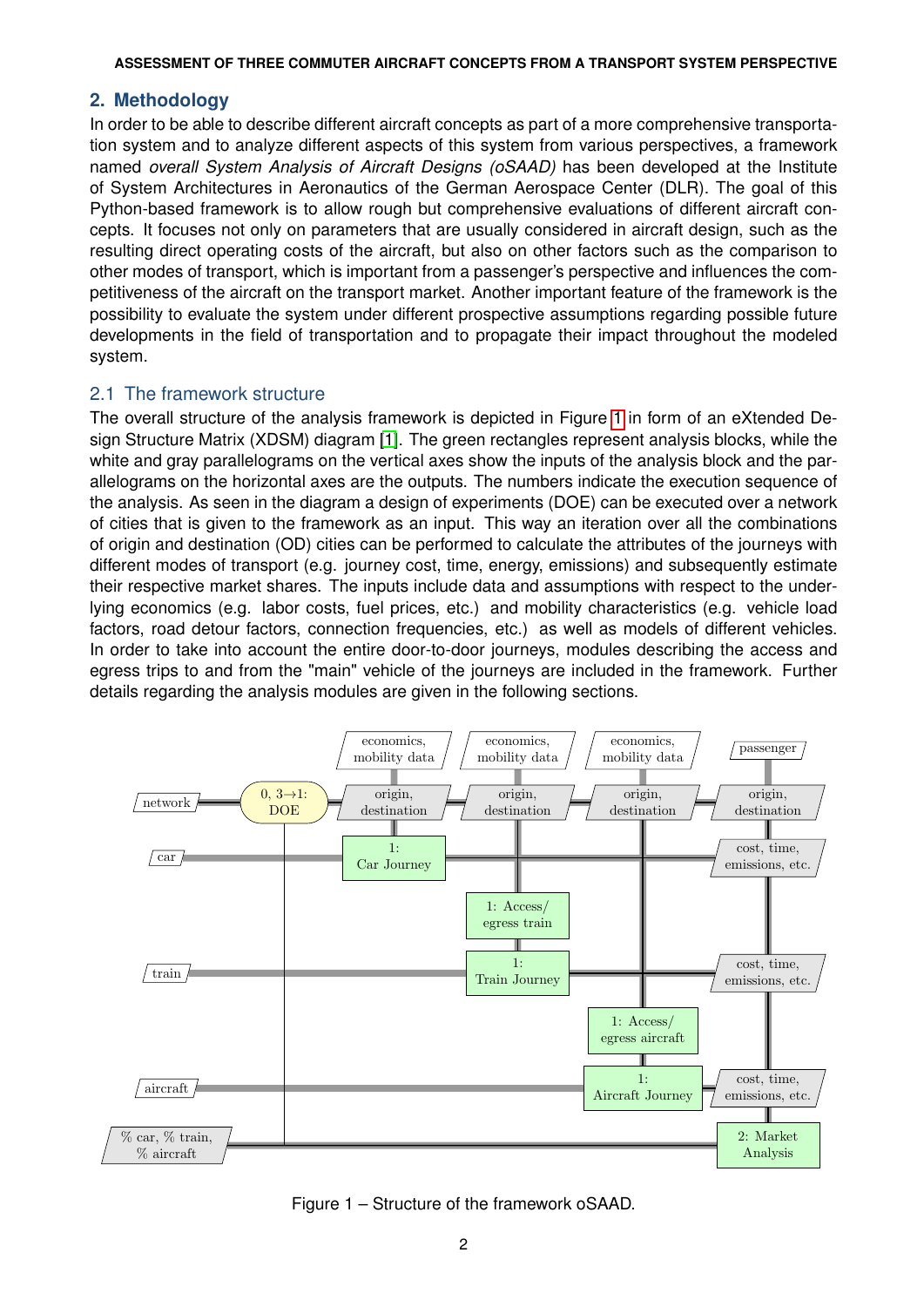## 2. Methodology

In order to be able to describe different aircraft concepts as part of a more comprehensive transportation system and to analyze different aspects of this system from various perspectives, a framework named *overall System Analysis of Aircraft Designs (oSAAD)* has been developed at the Institute of System Architectures in Aeronautics of the German Aerospace Center (DLR). The goal of this Python-based framework is to allow rough but comprehensive evaluations of different aircraft concepts. It focuses not only on parameters that are usually considered in aircraft design, such as the resulting direct operating costs of the aircraft, but also on other factors such as the comparison to other modes of transport, which is important from a passenger's perspective and influences the competitiveness of the aircraft on the transport market. Another important feature of the framework is the possibility to evaluate the system under different prospective assumptions regarding possible future developments in the field of transportation and to propagate their impact throughout the modeled system.

### 2.1 The framework structure

The overall structure of the analysis framework is depicted in Figure 1 in form of an eXtended Design Structure Matrix (XDSM) diagram [1]. The green rectangles represent analysis blocks, while the white and gray parallelograms on the vertical axes show the inputs of the analysis block and the parallelograms on the horizontal axes are the outputs. The numbers indicate the execution sequence of the analysis. As seen in the diagram a design of experiments (DOE) can be executed over a network of cities that is given to the framework as an input. This way an iteration over all the combinations of origin and destination (OD) cities can be performed to calculate the attributes of the journeys with different modes of transport (e.g. journey cost, time, energy, emissions) and subsequently estimate their respective market shares. The inputs include data and assumptions with respect to the underlying economics (e.g. labor costs, fuel prices, etc.) and mobility characteristics (e.g. vehicle load factors, road detour factors, connection frequencies, etc.) as well as models of different vehicles. In order to take into account the entire door-to-door journeys, modules describing the access and egress trips to and from the "main" vehicle of the journeys are included in the framework. Further details regarding the analysis modules are given in the following sections.

Figure 1 – Structure of the framework oSAAD.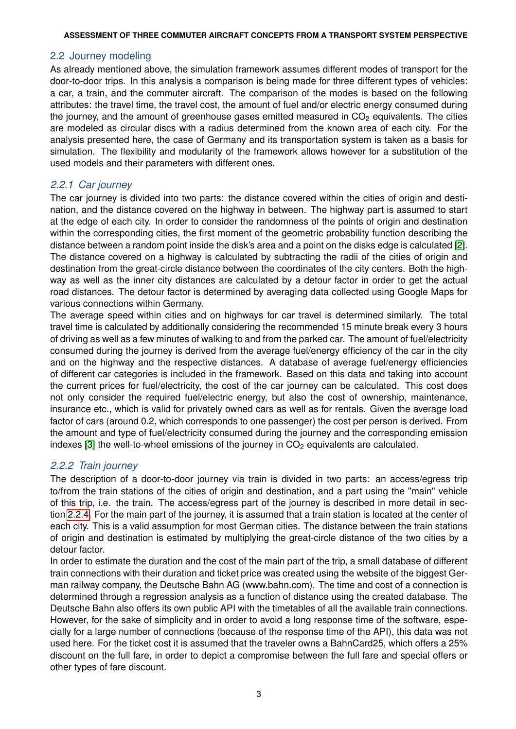## 2.2 Journey modeling

As already mentioned above, the simulation framework assumes different modes of transport for the door-to-door trips. In this analysis a comparison is being made for three different types of vehicles: a car, a train, and the commuter aircraft. The comparison of the modes is based on the following attributes: the travel time, the travel cost, the amount of fuel and/or electric energy consumed during the journey, and the amount of greenhouse gases emitted measured in $CO_2$ equivalents. The cities are modeled as circular discs with a radius determined from the known area of each city. For the analysis presented here, the case of Germany and its transportation system is taken as a basis for simulation. The flexibility and modularity of the framework allows however for a substitution of the used models and their parameters with different ones.

### 2.2.1 Car journey

The car journey is divided into two parts: the distance covered within the cities of origin and destination, and the distance covered on the highway in between. The highway part is assumed to start at the edge of each city. In order to consider the randomness of the points of origin and destination within the corresponding cities, the first moment of the geometric probability function describing the distance between a random point inside the disk's area and a point on the disks edge is calculated [2]. The distance covered on a highway is calculated by subtracting the radii of the cities of origin and destination from the great-circle distance between the coordinates of the city centers. Both the highway as well as the inner city distances are calculated by a detour factor in order to get the actual road distances. The detour factor is determined by averaging data collected using Google Maps for various connections within Germany.

The average speed within cities and on highways for car travel is determined similarly. The total travel time is calculated by additionally considering the recommended 15 minute break every 3 hours of driving as well as a few minutes of walking to and from the parked car. The amount of fuel/electricity consumed during the journey is derived from the average fuel/energy efficiency of the car in the city and on the highway and the respective distances. A database of average fuel/energy efficiencies of different car categories is included in the framework. Based on this data and taking into account the current prices for fuel/electricity, the cost of the car journey can be calculated. This cost does not only consider the required fuel/electric energy, but also the cost of ownership, maintenance, insurance etc., which is valid for privately owned cars as well as for rentals. Given the average load factor of cars (around 0.2, which corresponds to one passenger) the cost per person is derived. From the amount and type of fuel/electricity consumed during the journey and the corresponding emission indexes [3] the well-to-wheel emissions of the journey in $CO_2$ equivalents are calculated.

### 2.2.2 Train journey

The description of a door-to-door journey via train is divided in two parts: an access/egress trip to/from the train stations of the cities of origin and destination, and a part using the "main" vehicle of this trip, i.e. the train. The access/egress part of the journey is described in more detail in section 2.2.4. For the main part of the journey, it is assumed that a train station is located at the center of each city. This is a valid assumption for most German cities. The distance between the train stations of origin and destination is estimated by multiplying the great-circle distance of the two cities by a detour factor.

In order to estimate the duration and the cost of the main part of the trip, a small database of different train connections with their duration and ticket price was created using the website of the biggest German railway company, the Deutsche Bahn AG (www.bahn.com). The time and cost of a connection is determined through a regression analysis as a function of distance using the created database. The Deutsche Bahn also offers its own public API with the timetables of all the available train connections. However, for the sake of simplicity and in order to avoid a long response time of the software, especially for a large number of connections (because of the response time of the API), this data was not used here. For the ticket cost it is assumed that the traveler owns a BahnCard25, which offers a 25% discount on the full fare, in order to depict a compromise between the full fare and special offers or other types of fare discount.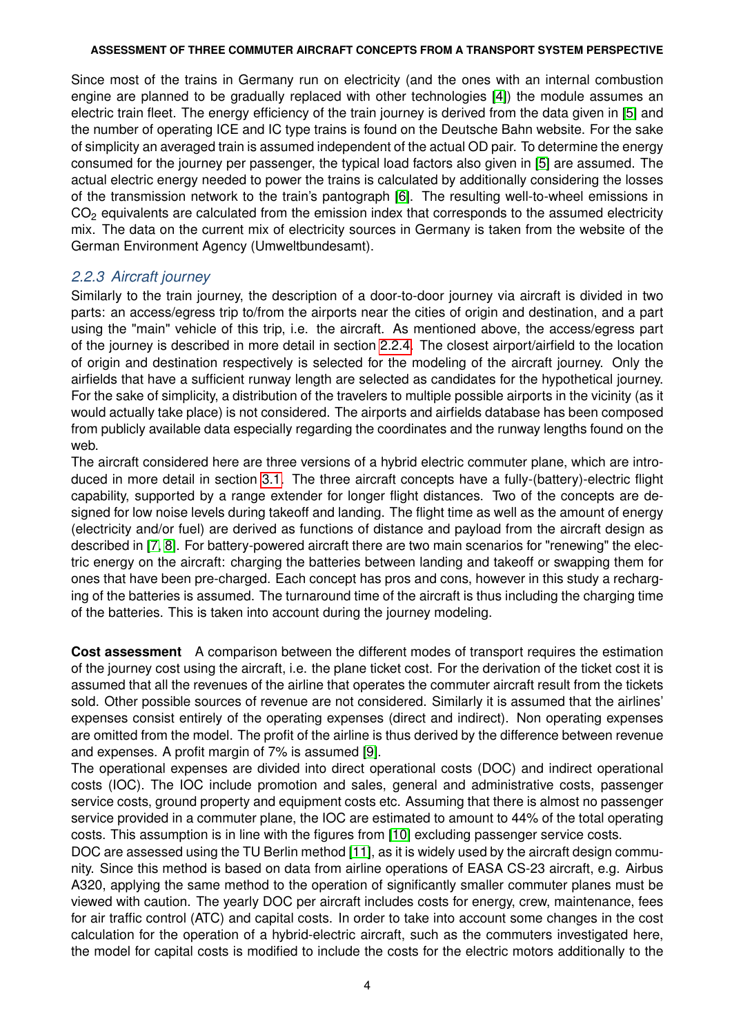Since most of the trains in Germany run on electricity (and the ones with an internal combustion engine are planned to be gradually replaced with other technologies [4]) the module assumes an electric train fleet. The energy efficiency of the train journey is derived from the data given in [5] and the number of operating ICE and IC type trains is found on the Deutsche Bahn website. For the sake of simplicity an averaged train is assumed independent of the actual OD pair. To determine the energy consumed for the journey per passenger, the typical load factors also given in [5] are assumed. The actual electric energy needed to power the trains is calculated by additionally considering the losses of the transmission network to the train's pantograph [6]. The resulting well-to-wheel emissions in $CO_2$ equivalents are calculated from the emission index that corresponds to the assumed electricity mix. The data on the current mix of electricity sources in Germany is taken from the website of the German Environment Agency (Umweltbundesamt).

### *2.2.3 Aircraft journey*

Similarly to the train journey, the description of a door-to-door journey via aircraft is divided in two parts: an access/egress trip to/from the airports near the cities of origin and destination, and a part using the "main" vehicle of this trip, i.e. the aircraft. As mentioned above, the access/egress part of the journey is described in more detail in section 2.2.4. The closest airport/airfield to the location of origin and destination respectively is selected for the modeling of the aircraft journey. Only the airfields that have a sufficient runway length are selected as candidates for the hypothetical journey. For the sake of simplicity, a distribution of the travelers to multiple possible airports in the vicinity (as it would actually take place) is not considered. The airports and airfields database has been composed from publicly available data especially regarding the coordinates and the runway lengths found on the web.

The aircraft considered here are three versions of a hybrid electric commuter plane, which are introduced in more detail in section 3.1. The three aircraft concepts have a fully-(battery)-electric flight capability, supported by a range extender for longer flight distances. Two of the concepts are designed for low noise levels during takeoff and landing. The flight time as well as the amount of energy (electricity and/or fuel) are derived as functions of distance and payload from the aircraft design as described in [7, 8]. For battery-powered aircraft there are two main scenarios for "renewing" the electric energy on the aircraft: charging the batteries between landing and takeoff or swapping them for ones that have been pre-charged. Each concept has pros and cons, however in this study a recharging of the batteries is assumed. The turnaround time of the aircraft is thus including the charging time of the batteries. This is taken into account during the journey modeling.

**Cost assessment** A comparison between the different modes of transport requires the estimation of the journey cost using the aircraft, i.e. the plane ticket cost. For the derivation of the ticket cost it is assumed that all the revenues of the airline that operates the commuter aircraft result from the tickets sold. Other possible sources of revenue are not considered. Similarly it is assumed that the airlines' expenses consist entirely of the operating expenses (direct and indirect). Non operating expenses are omitted from the model. The profit of the airline is thus derived by the difference between revenue and expenses. A profit margin of 7% is assumed [9].

The operational expenses are divided into direct operational costs (DOC) and indirect operational costs (IOC). The IOC include promotion and sales, general and administrative costs, passenger service costs, ground property and equipment costs etc. Assuming that there is almost no passenger service provided in a commuter plane, the IOC are estimated to amount to 44% of the total operating costs. This assumption is in line with the figures from [10] excluding passenger service costs.

DOC are assessed using the TU Berlin method [11], as it is widely used by the aircraft design community. Since this method is based on data from airline operations of EASA CS-23 aircraft, e.g. Airbus A320, applying the same method to the operation of significantly smaller commuter planes must be viewed with caution. The yearly DOC per aircraft includes costs for energy, crew, maintenance, fees for air traffic control (ATC) and capital costs. In order to take into account some changes in the cost calculation for the operation of a hybrid-electric aircraft, such as the commuters investigated here, the model for capital costs is modified to include the costs for the electric motors additionally to the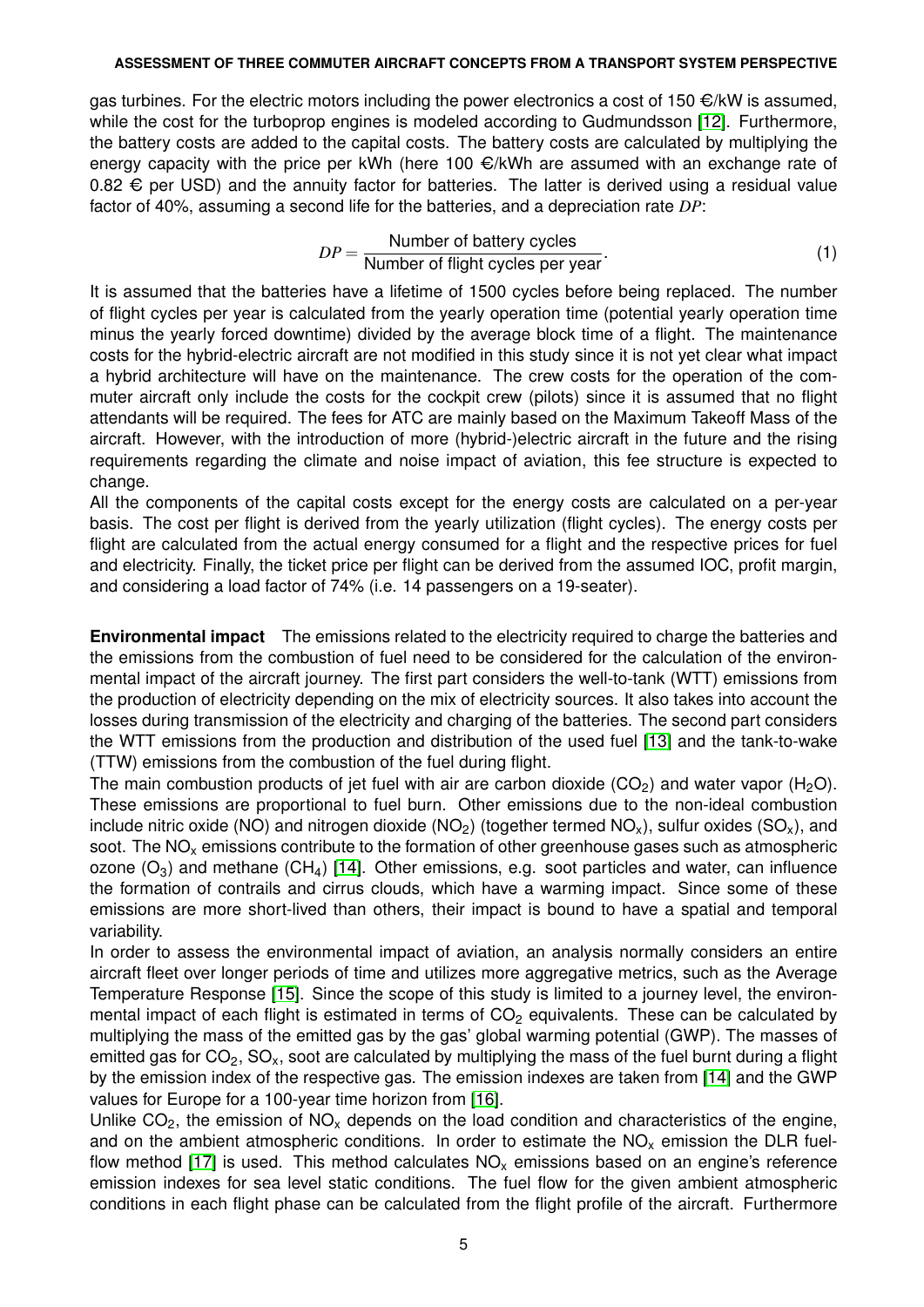gas turbines. For the electric motors including the power electronics a cost of 150 €/kW is assumed, while the cost for the turboprop engines is modeled according to Gudmundsson [12]. Furthermore, the battery costs are added to the capital costs. The battery costs are calculated by multiplying the energy capacity with the price per kWh (here 100 €/kWh are assumed with an exchange rate of 0.82 € per USD) and the annuity factor for batteries. The latter is derived using a residual value factor of 40%, assuming a second life for the batteries, and a depreciation rate $DP$:

$$DP = \frac{\text{Number of battery cycles}}{\text{Number of flight cycles per year}}. \tag{1}$$

It is assumed that the batteries have a lifetime of 1500 cycles before being replaced. The number of flight cycles per year is calculated from the yearly operation time (potential yearly operation time minus the yearly forced downtime) divided by the average block time of a flight. The maintenance costs for the hybrid-electric aircraft are not modified in this study since it is not yet clear what impact a hybrid architecture will have on the maintenance. The crew costs for the operation of the commuter aircraft only include the costs for the cockpit crew (pilots) since it is assumed that no flight attendants will be required. The fees for ATC are mainly based on the Maximum Takeoff Mass of the aircraft. However, with the introduction of more (hybrid-)electric aircraft in the future and the rising requirements regarding the climate and noise impact of aviation, this fee structure is expected to change.

All the components of the capital costs except for the energy costs are calculated on a per-year basis. The cost per flight is derived from the yearly utilization (flight cycles). The energy costs per flight are calculated from the actual energy consumed for a flight and the respective prices for fuel and electricity. Finally, the ticket price per flight can be derived from the assumed IOC, profit margin, and considering a load factor of 74% (i.e. 14 passengers on a 19-seater).

**Environmental impact** The emissions related to the electricity required to charge the batteries and the emissions from the combustion of fuel need to be considered for the calculation of the environmental impact of the aircraft journey. The first part considers the well-to-tank (WTT) emissions from the production of electricity depending on the mix of electricity sources. It also takes into account the losses during transmission of the electricity and charging of the batteries. The second part considers the WTT emissions from the production and distribution of the used fuel [13] and the tank-to-wake (TTW) emissions from the combustion of the fuel during flight.

The main combustion products of jet fuel with air are carbon dioxide ($CO_2$) and water vapor ($H_2O$). These emissions are proportional to fuel burn. Other emissions due to the non-ideal combustion include nitric oxide (NO) and nitrogen dioxide ($NO_2$) (together termed $NO_x$), sulfur oxides ($SO_x$), and soot. The $NO_x$ emissions contribute to the formation of other greenhouse gases such as atmospheric ozone ($O_3$) and methane ($CH_4$) [14]. Other emissions, e.g. soot particles and water, can influence the formation of contrails and cirrus clouds, which have a warming impact. Since some of these emissions are more short-lived than others, their impact is bound to have a spatial and temporal variability.

In order to assess the environmental impact of aviation, an analysis normally considers an entire aircraft fleet over longer periods of time and utilizes more aggregative metrics, such as the Average Temperature Response [15]. Since the scope of this study is limited to a journey level, the environmental impact of each flight is estimated in terms of $CO_2$ equivalents. These can be calculated by multiplying the mass of the emitted gas by the gas' global warming potential (GWP). The masses of emitted gas for $CO_2$, $SO_x$, soot are calculated by multiplying the mass of the fuel burnt during a flight by the emission index of the respective gas. The emission indexes are taken from [14] and the GWP values for Europe for a 100-year time horizon from [16].

Unlike $CO_2$, the emission of $NO_x$ depends on the load condition and characteristics of the engine, and on the ambient atmospheric conditions. In order to estimate the $NO_x$ emission the DLR fuel-flow method [17] is used. This method calculates $NO_x$ emissions based on an engine's reference emission indexes for sea level static conditions. The fuel flow for the given ambient atmospheric conditions in each flight phase can be calculated from the flight profile of the aircraft. Furthermore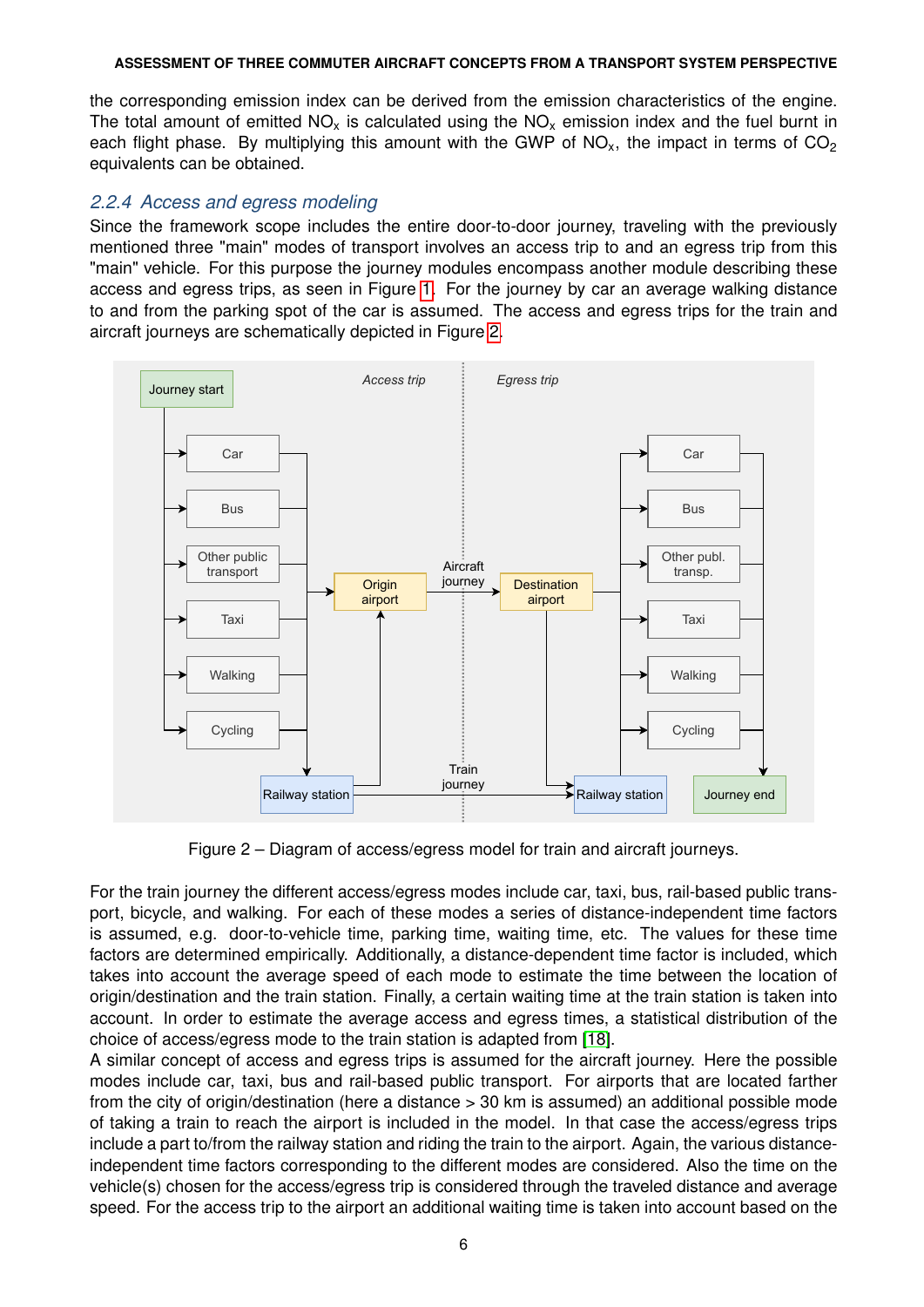the corresponding emission index can be derived from the emission characteristics of the engine. The total amount of emitted $NO_x$ is calculated using the $NO_x$ emission index and the fuel burnt in each flight phase. By multiplying this amount with the GWP of $NO_x$, the impact in terms of $CO_2$ equivalents can be obtained.

### *2.2.4 Access and egress modeling*

Since the framework scope includes the entire door-to-door journey, traveling with the previously mentioned three "main" modes of transport involves an access trip to and an egress trip from this "main" vehicle. For this purpose the journey modules encompass another module describing these access and egress trips, as seen in Figure [1]. For the journey by car an average walking distance to and from the parking spot of the car is assumed. The access and egress trips for the train and aircraft journeys are schematically depicted in Figure [2].

Figure 2 – Diagram of access/egress model for train and aircraft journeys.

For the train journey the different access/egress modes include car, taxi, bus, rail-based public transport, bicycle, and walking. For each of these modes a series of distance-independent time factors is assumed, e.g. door-to-vehicle time, parking time, waiting time, etc. The values for these time factors are determined empirically. Additionally, a distance-dependent time factor is included, which takes into account the average speed of each mode to estimate the time between the location of origin/destination and the train station. Finally, a certain waiting time at the train station is taken into account. In order to estimate the average access and egress times, a statistical distribution of the choice of access/egress mode to the train station is adapted from [18].

A similar concept of access and egress trips is assumed for the aircraft journey. Here the possible modes include car, taxi, bus and rail-based public transport. For airports that are located farther from the city of origin/destination (here a distance > 30 km is assumed) an additional possible mode of taking a train to reach the airport is included in the model. In that case the access/egress trips include a part to/from the railway station and riding the train to the airport. Again, the various distance-independent time factors corresponding to the different modes are considered. Also the time on the vehicle(s) chosen for the access/egress trip is considered through the traveled distance and average speed. For the access trip to the airport an additional waiting time is taken into account based on the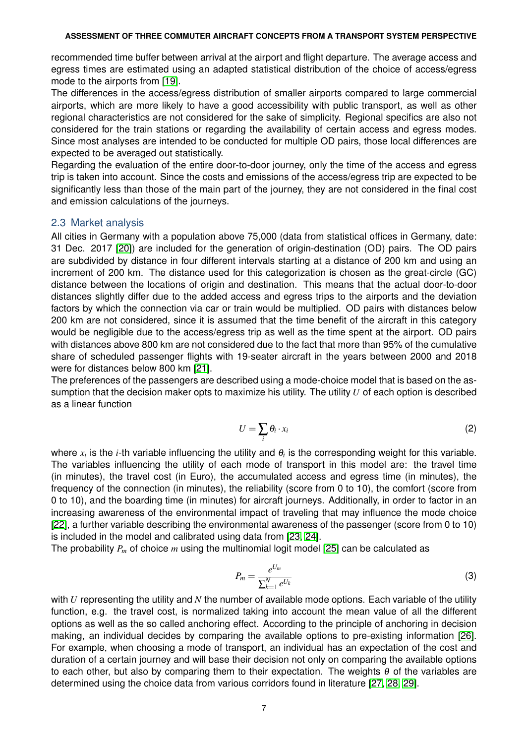recommended time buffer between arrival at the airport and flight departure. The average access and egress times are estimated using an adapted statistical distribution of the choice of access/egress mode to the airports from [19].

The differences in the access/egress distribution of smaller airports compared to large commercial airports, which are more likely to have a good accessibility with public transport, as well as other regional characteristics are not considered for the sake of simplicity. Regional specifics are also not considered for the train stations or regarding the availability of certain access and egress modes. Since most analyses are intended to be conducted for multiple OD pairs, those local differences are expected to be averaged out statistically.

Regarding the evaluation of the entire door-to-door journey, only the time of the access and egress trip is taken into account. Since the costs and emissions of the access/egress trip are expected to be significantly less than those of the main part of the journey, they are not considered in the final cost and emission calculations of the journeys.

## 2.3 Market analysis

All cities in Germany with a population above 75,000 (data from statistical offices in Germany, date: 31 Dec. 2017 [20]) are included for the generation of origin-destination (OD) pairs. The OD pairs are subdivided by distance in four different intervals starting at a distance of 200 km and using an increment of 200 km. The distance used for this categorization is chosen as the great-circle (GC) distance between the locations of origin and destination. This means that the actual door-to-door distances slightly differ due to the added access and egress trips to the airports and the deviation factors by which the connection via car or train would be multiplied. OD pairs with distances below 200 km are not considered, since it is assumed that the time benefit of the aircraft in this category would be negligible due to the access/egress trip as well as the time spent at the airport. OD pairs with distances above 800 km are not considered due to the fact that more than 95% of the cumulative share of scheduled passenger flights with 19-seater aircraft in the years between 2000 and 2018 were for distances below 800 km [21].

The preferences of the passengers are described using a mode-choice model that is based on the assumption that the decision maker opts to maximize his utility. The utility $U$ of each option is described as a linear function

$$U = \sum_{i} \theta_i \cdot x_i \tag{2}$$

where $x_i$ is the $i$-th variable influencing the utility and $\theta_i$ is the corresponding weight for this variable. The variables influencing the utility of each mode of transport in this model are: the travel time (in minutes), the travel cost (in Euro), the accumulated access and egress time (in minutes), the frequency of the connection (in minutes), the reliability (score from 0 to 10), the comfort (score from 0 to 10), and the boarding time (in minutes) for aircraft journeys. Additionally, in order to factor in an increasing awareness of the environmental impact of traveling that may influence the mode choice [22], a further variable describing the environmental awareness of the passenger (score from 0 to 10) is included in the model and calibrated using data from [23, 24].

The probability $P_m$ of choice $m$ using the multinomial logit model [25] can be calculated as

$$P_m = \frac{e^{U_m}}{\sum_{k=1}^{N} e^{U_k}} \tag{3}$$

with $U$ representing the utility and $N$ the number of available mode options. Each variable of the utility function, e.g. the travel cost, is normalized taking into account the mean value of all the different options as well as the so called anchoring effect. According to the principle of anchoring in decision making, an individual decides by comparing the available options to pre-existing information [26]. For example, when choosing a mode of transport, an individual has an expectation of the cost and duration of a certain journey and will base their decision not only on comparing the available options to each other, but also by comparing them to their expectation. The weights $\theta$ of the variables are determined using the choice data from various corridors found in literature [27, 28, 29].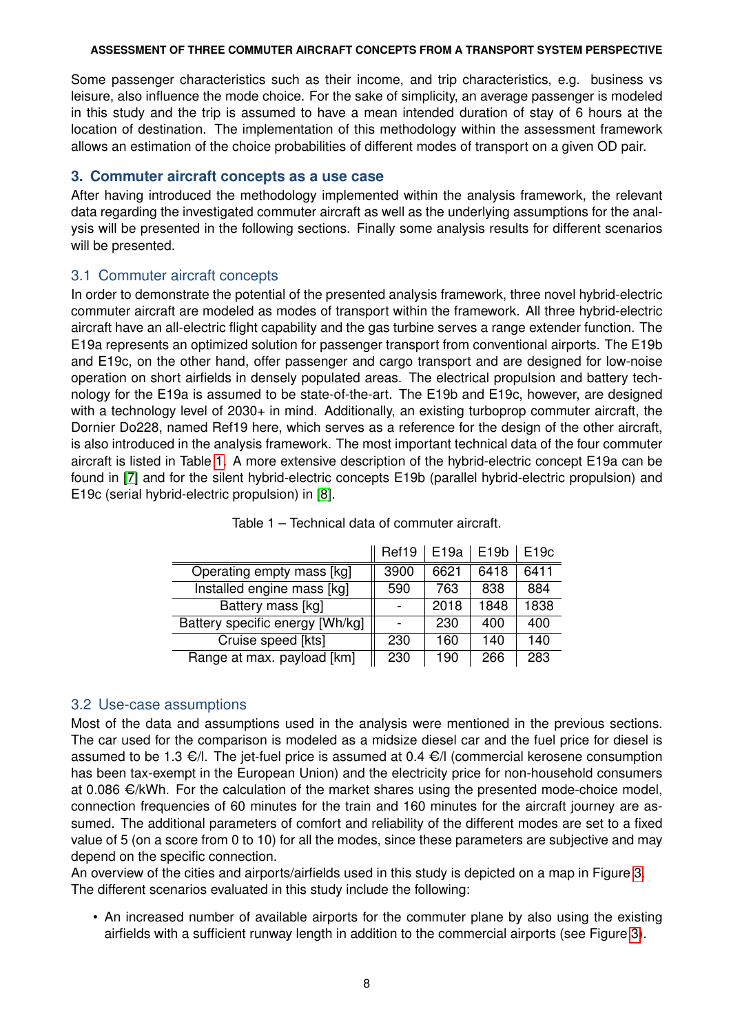Some passenger characteristics such as their income, and trip characteristics, e.g. business vs leisure, also influence the mode choice. For the sake of simplicity, an average passenger is modeled in this study and the trip is assumed to have a mean intended duration of stay of 6 hours at the location of destination. The implementation of this methodology within the assessment framework allows an estimation of the choice probabilities of different modes of transport on a given OD pair.

## 3. Commuter aircraft concepts as a use case

After having introduced the methodology implemented within the analysis framework, the relevant data regarding the investigated commuter aircraft as well as the underlying assumptions for the analysis will be presented in the following sections. Finally some analysis results for different scenarios will be presented.

### 3.1 Commuter aircraft concepts

In order to demonstrate the potential of the presented analysis framework, three novel hybrid-electric commuter aircraft are modeled as modes of transport within the framework. All three hybrid-electric aircraft have an all-electric flight capability and the gas turbine serves a range extender function. The E19a represents an optimized solution for passenger transport from conventional airports. The E19b and E19c, on the other hand, offer passenger and cargo transport and are designed for low-noise operation on short airfields in densely populated areas. The electrical propulsion and battery technology for the E19a is assumed to be state-of-the-art. The E19b and E19c, however, are designed with a technology level of 2030+ in mind. Additionally, an existing turboprop commuter aircraft, the Dornier Do228, named Ref19 here, which serves as a reference for the design of the other aircraft, is also introduced in the analysis framework. The most important technical data of the four commuter aircraft is listed in Table 1. A more extensive description of the hybrid-electric concept E19a can be found in [7] and for the silent hybrid-electric concepts E19b (parallel hybrid-electric propulsion) and E19c (serial hybrid-electric propulsion) in [8].

Table 1 – Technical data of commuter aircraft.

| | Ref19 | E19a | E19b | E19c |
|---|---|---|---|---|
| Operating empty mass [kg] | 3900 | 6621 | 6418 | 6411 |
| Installed engine mass [kg] | 590 | 763 | 838 | 884 |
| Battery mass [kg] | - | 2018 | 1848 | 1838 |
| Battery specific energy [Wh/kg] | - | 230 | 400 | 400 |
| Cruise speed [kts] | 230 | 160 | 140 | 140 |
| Range at max. payload [km] | 230 | 190 | 266 | 283 |

### 3.2 Use-case assumptions

Most of the data and assumptions used in the analysis were mentioned in the previous sections. The car used for the comparison is modeled as a midsize diesel car and the fuel price for diesel is assumed to be 1.3 €/l. The jet-fuel price is assumed at 0.4 €/l (commercial kerosene consumption has been tax-exempt in the European Union) and the electricity price for non-household consumers at 0.086 €/kWh. For the calculation of the market shares using the presented mode-choice model, connection frequencies of 60 minutes for the train and 160 minutes for the aircraft journey are assumed. The additional parameters of comfort and reliability of the different modes are set to a fixed value of 5 (on a score from 0 to 10) for all the modes, since these parameters are subjective and may depend on the specific connection.

An overview of the cities and airports/airfields used in this study is depicted on a map in Figure 3. The different scenarios evaluated in this study include the following:

- An increased number of available airports for the commuter plane by also using the existing airfields with a sufficient runway length in addition to the commercial airports (see Figure 3).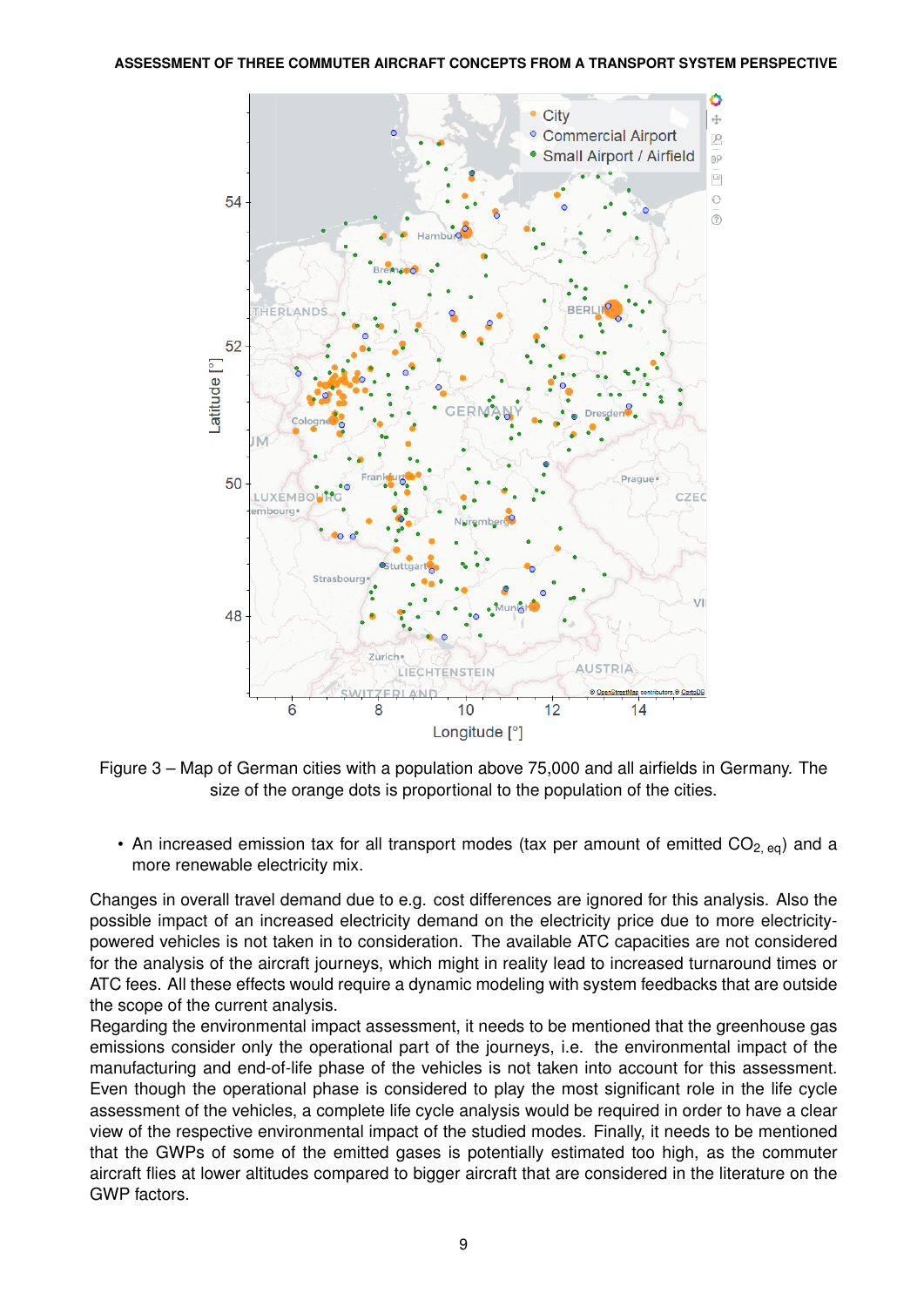Figure 3 – Map of German cities with a population above 75,000 and all airfields in Germany. The size of the orange dots is proportional to the population of the cities.

- An increased emission tax for all transport modes (tax per amount of emitted $CO_{2,\,eq}$) and a more renewable electricity mix.

Changes in overall travel demand due to e.g. cost differences are ignored for this analysis. Also the possible impact of an increased electricity demand on the electricity price due to more electricity-powered vehicles is not taken in to consideration. The available ATC capacities are not considered for the analysis of the aircraft journeys, which might in reality lead to increased turnaround times or ATC fees. All these effects would require a dynamic modeling with system feedbacks that are outside the scope of the current analysis.

Regarding the environmental impact assessment, it needs to be mentioned that the greenhouse gas emissions consider only the operational part of the journeys, i.e. the environmental impact of the manufacturing and end-of-life phase of the vehicles is not taken into account for this assessment. Even though the operational phase is considered to play the most significant role in the life cycle assessment of the vehicles, a complete life cycle analysis would be required in order to have a clear view of the respective environmental impact of the studied modes. Finally, it needs to be mentioned that the GWPs of some of the emitted gases is potentially estimated too high, as the commuter aircraft flies at lower altitudes compared to bigger aircraft that are considered in the literature on the GWP factors.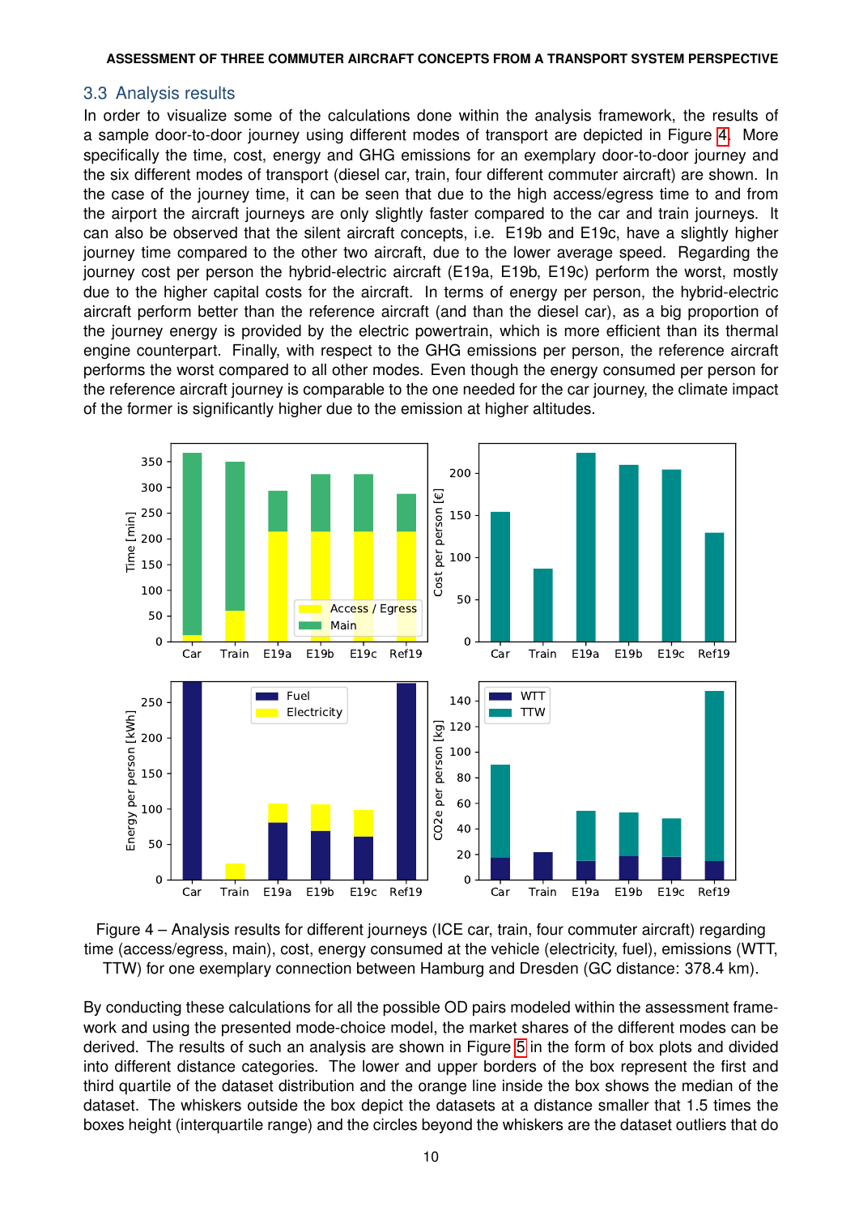### 3.3 Analysis results

In order to visualize some of the calculations done within the analysis framework, the results of a sample door-to-door journey using different modes of transport are depicted in Figure 4. More specifically the time, cost, energy and GHG emissions for an exemplary door-to-door journey and the six different modes of transport (diesel car, train, four different commuter aircraft) are shown. In the case of the journey time, it can be seen that due to the high access/egress time to and from the airport the aircraft journeys are only slightly faster compared to the car and train journeys. It can also be observed that the silent aircraft concepts, i.e. E19b and E19c, have a slightly higher journey time compared to the other two aircraft, due to the lower average speed. Regarding the journey cost per person the hybrid-electric aircraft (E19a, E19b, E19c) perform the worst, mostly due to the higher capital costs for the aircraft. In terms of energy per person, the hybrid-electric aircraft perform better than the reference aircraft (and than the diesel car), as a big proportion of the journey energy is provided by the electric powertrain, which is more efficient than its thermal engine counterpart. Finally, with respect to the GHG emissions per person, the reference aircraft performs the worst compared to all other modes. Even though the energy consumed per person for the reference aircraft journey is comparable to the one needed for the car journey, the climate impact of the former is significantly higher due to the emission at higher altitudes.

Figure 4 – Analysis results for different journeys (ICE car, train, four commuter aircraft) regarding time (access/egress, main), cost, energy consumed at the vehicle (electricity, fuel), emissions (WTT, TTW) for one exemplary connection between Hamburg and Dresden (GC distance: 378.4 km).

By conducting these calculations for all the possible OD pairs modeled within the assessment framework and using the presented mode-choice model, the market shares of the different modes can be derived. The results of such an analysis are shown in Figure 5 in the form of box plots and divided into different distance categories. The lower and upper borders of the box represent the first and third quartile of the dataset distribution and the orange line inside the box shows the median of the dataset. The whiskers outside the box depict the datasets at a distance smaller that 1.5 times the boxes height (interquartile range) and the circles beyond the whiskers are the dataset outliers that do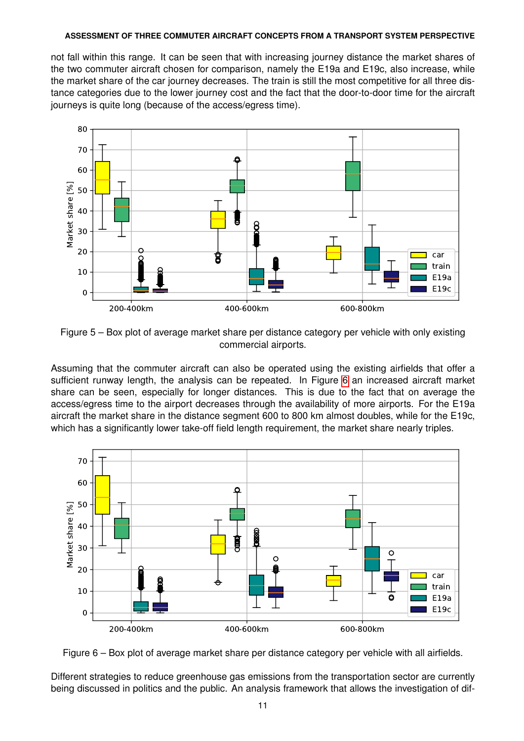not fall within this range. It can be seen that with increasing journey distance the market shares of the two commuter aircraft chosen for comparison, namely the E19a and E19c, also increase, while the market share of the car journey decreases. The train is still the most competitive for all three distance categories due to the lower journey cost and the fact that the door-to-door time for the aircraft journeys is quite long (because of the access/egress time).

Figure 5 – Box plot of average market share per distance category per vehicle with only existing commercial airports.

Assuming that the commuter aircraft can also be operated using the existing airfields that offer a sufficient runway length, the analysis can be repeated. In Figure 6 an increased aircraft market share can be seen, especially for longer distances. This is due to the fact that on average the access/egress time to the airport decreases through the availability of more airports. For the E19a aircraft the market share in the distance segment 600 to 800 km almost doubles, while for the E19c, which has a significantly lower take-off field length requirement, the market share nearly triples.

Figure 6 – Box plot of average market share per distance category per vehicle with all airfields.

Different strategies to reduce greenhouse gas emissions from the transportation sector are currently being discussed in politics and the public. An analysis framework that allows the investigation of dif-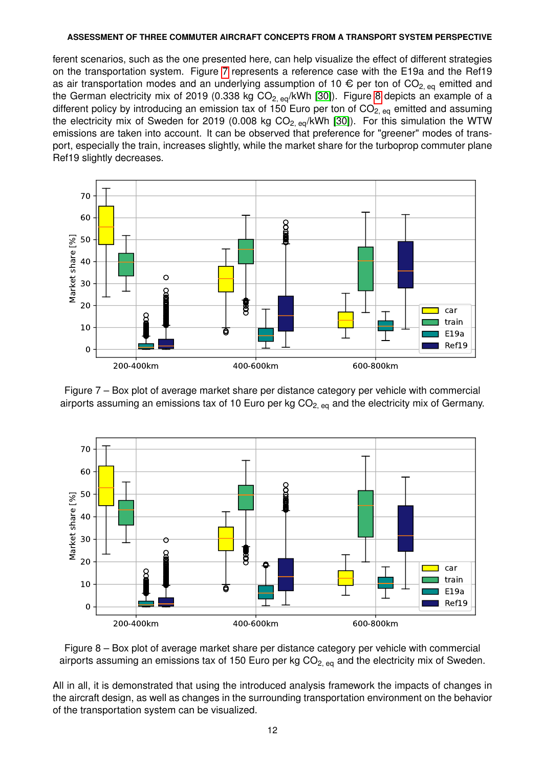ferent scenarios, such as the one presented here, can help visualize the effect of different strategies on the transportation system. Figure 7 represents a reference case with the E19a and the Ref19 as air transportation modes and an underlying assumption of 10 € per ton of $CO_{2,\ eq}$ emitted and the German electricity mix of 2019 (0.338 kg $CO_{2,\ eq}$/kWh [30]). Figure 8 depicts an example of a different policy by introducing an emission tax of 150 Euro per ton of $CO_{2,\ eq}$ emitted and assuming the electricity mix of Sweden for 2019 (0.008 kg $CO_{2,\ eq}$/kWh [30]). For this simulation the WTW emissions are taken into account. It can be observed that preference for "greener" modes of transport, especially the train, increases slightly, while the market share for the turboprop commuter plane Ref19 slightly decreases.

Figure 7 – Box plot of average market share per distance category per vehicle with commercial airports assuming an emissions tax of 10 Euro per kg $CO_{2,\ eq}$ and the electricity mix of Germany.

Figure 8 – Box plot of average market share per distance category per vehicle with commercial airports assuming an emissions tax of 150 Euro per kg $CO_{2,\ eq}$ and the electricity mix of Sweden.

All in all, it is demonstrated that using the introduced analysis framework the impacts of changes in the aircraft design, as well as changes in the surrounding transportation environment on the behavior of the transportation system can be visualized.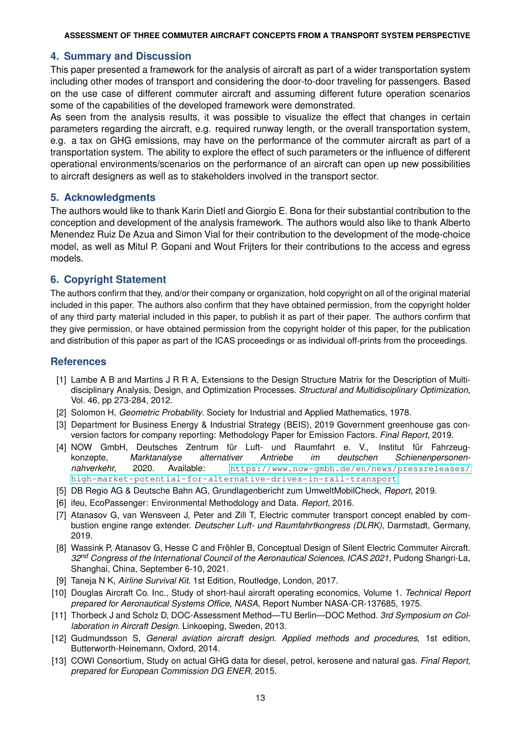## 4. Summary and Discussion

This paper presented a framework for the analysis of aircraft as part of a wider transportation system including other modes of transport and considering the door-to-door traveling for passengers. Based on the use case of different commuter aircraft and assuming different future operation scenarios some of the capabilities of the developed framework were demonstrated.

As seen from the analysis results, it was possible to visualize the effect that changes in certain parameters regarding the aircraft, e.g. required runway length, or the overall transportation system, e.g. a tax on GHG emissions, may have on the performance of the commuter aircraft as part of a transportation system. The ability to explore the effect of such parameters or the influence of different operational environments/scenarios on the performance of an aircraft can open up new possibilities to aircraft designers as well as to stakeholders involved in the transport sector.

## 5. Acknowledgments

The authors would like to thank Karin Dietl and Giorgio E. Bona for their substantial contribution to the conception and development of the analysis framework. The authors would also like to thank Alberto Menendez Ruiz De Azua and Simon Vial for their contribution to the development of the mode-choice model, as well as Mitul P. Gopani and Wout Frijters for their contributions to the access and egress models.

## 6. Copyright Statement

The authors confirm that they, and/or their company or organization, hold copyright on all of the original material included in this paper. The authors also confirm that they have obtained permission, from the copyright holder of any third party material included in this paper, to publish it as part of their paper. The authors confirm that they give permission, or have obtained permission from the copyright holder of this paper, for the publication and distribution of this paper as part of the ICAS proceedings or as individual off-prints from the proceedings.

## References

[1] Lambe A B and Martins J R R A, Extensions to the Design Structure Matrix for the Description of Multidisciplinary Analysis, Design, and Optimization Processes. *Structural and Multidisciplinary Optimization*, Vol. 46, pp 273-284, 2012.

[2] Solomon H, *Geometric Probability*. Society for Industrial and Applied Mathematics, 1978.

[3] Department for Business Energy & Industrial Strategy (BEIS), 2019 Government greenhouse gas conversion factors for company reporting: Methodology Paper for Emission Factors. *Final Report*, 2019.

[4] NOW GmbH, Deutsches Zentrum für Luft- und Raumfahrt e. V., Institut für Fahrzeugkonzepte, *Marktanalyse alternativer Antriebe im deutschen Schienenpersonennahverkehr*, 2020. Available: https://www.now-gmbh.de/en/news/pressreleases/high-market-potential-for-alternative-drives-in-rail-transport

[5] DB Regio AG & Deutsche Bahn AG, Grundlagenbericht zum UmweltMobilCheck, *Report*, 2019.

[6] ifeu, EcoPassenger: Environmental Methodology and Data. *Report*, 2016.

[7] Atanasov G, van Wensveen J, Peter and Zill T, Electric commuter transport concept enabled by combustion engine range extender. *Deutscher Luft- und Raumfahrtkongress (DLRK)*, Darmstadt, Germany, 2019.

[8] Wassink P, Atanasov G, Hesse C and Fröhler B, Conceptual Design of Silent Electric Commuter Aircraft. *32nd Congress of the International Council of the Aeronautical Sciences, ICAS 2021*, Pudong Shangri-La, Shanghai, China, September 6-10, 2021.

[9] Taneja N K, *Airline Survival Kit*. 1st Edition, Routledge, London, 2017.

[10] Douglas Aircraft Co. Inc., Study of short-haul aircraft operating economics, Volume 1. *Technical Report prepared for Aeronautical Systems Office, NASA*, Report Number NASA-CR-137685, 1975.

[11] Thorbeck J and Scholz D, DOC-Assessment Method—TU Berlin—DOC Method. *3rd Symposium on Collaboration in Aircraft Design*. Linkoeping, Sweden, 2013.

[12] Gudmundsson S, *General aviation aircraft design. Applied methods and procedures*, 1st edition, Butterworth-Heinemann, Oxford, 2014.

[13] COWI Consortium, Study on actual GHG data for diesel, petrol, kerosene and natural gas. *Final Report, prepared for European Commission DG ENER*, 2015.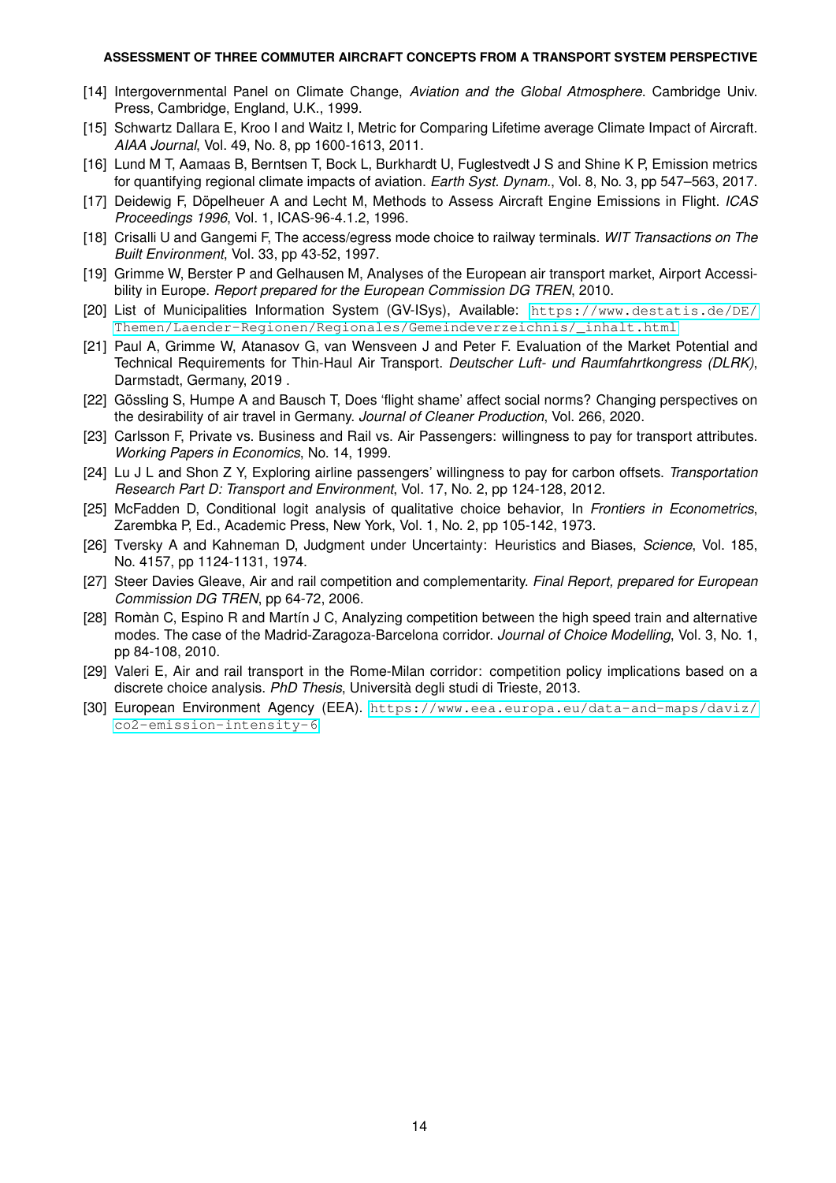[14] Intergovernmental Panel on Climate Change, *Aviation and the Global Atmosphere*. Cambridge Univ. Press, Cambridge, England, U.K., 1999.

[15] Schwartz Dallara E, Kroo I and Waitz I, Metric for Comparing Lifetime average Climate Impact of Aircraft. *AIAA Journal*, Vol. 49, No. 8, pp 1600-1613, 2011.

[16] Lund M T, Aamaas B, Berntsen T, Bock L, Burkhardt U, Fuglestvedt J S and Shine K P, Emission metrics for quantifying regional climate impacts of aviation. *Earth Syst. Dynam.*, Vol. 8, No. 3, pp 547–563, 2017.

[17] Deidewig F, Döpelheuer A and Lecht M, Methods to Assess Aircraft Engine Emissions in Flight. *ICAS Proceedings 1996*, Vol. 1, ICAS-96-4.1.2, 1996.

[18] Crisalli U and Gangemi F, The access/egress mode choice to railway terminals. *WIT Transactions on The Built Environment*, Vol. 33, pp 43-52, 1997.

[19] Grimme W, Berster P and Gelhausen M, Analyses of the European air transport market, Airport Accessibility in Europe. *Report prepared for the European Commission DG TREN*, 2010.

[20] List of Municipalities Information System (GV-ISys), Available: https://www.destatis.de/DE/Themen/Laender-Regionen/Regionales/Gemeindeverzeichnis/_inhalt.html

[21] Paul A, Grimme W, Atanasov G, van Wensveen J and Peter F. Evaluation of the Market Potential and Technical Requirements for Thin-Haul Air Transport. *Deutscher Luft- und Raumfahrtkongress (DLRK)*, Darmstadt, Germany, 2019 .

[22] Gössling S, Humpe A and Bausch T, Does 'flight shame' affect social norms? Changing perspectives on the desirability of air travel in Germany. *Journal of Cleaner Production*, Vol. 266, 2020.

[23] Carlsson F, Private vs. Business and Rail vs. Air Passengers: willingness to pay for transport attributes. *Working Papers in Economics*, No. 14, 1999.

[24] Lu J L and Shon Z Y, Exploring airline passengers' willingness to pay for carbon offsets. *Transportation Research Part D: Transport and Environment*, Vol. 17, No. 2, pp 124-128, 2012.

[25] McFadden D, Conditional logit analysis of qualitative choice behavior, In *Frontiers in Econometrics*, Zarembka P, Ed., Academic Press, New York, Vol. 1, No. 2, pp 105-142, 1973.

[26] Tversky A and Kahneman D, Judgment under Uncertainty: Heuristics and Biases, *Science*, Vol. 185, No. 4157, pp 1124-1131, 1974.

[27] Steer Davies Gleave, Air and rail competition and complementarity. *Final Report, prepared for European Commission DG TREN*, pp 64-72, 2006.

[28] Romàn C, Espino R and Martín J C, Analyzing competition between the high speed train and alternative modes. The case of the Madrid-Zaragoza-Barcelona corridor. *Journal of Choice Modelling*, Vol. 3, No. 1, pp 84-108, 2010.

[29] Valeri E, Air and rail transport in the Rome-Milan corridor: competition policy implications based on a discrete choice analysis. *PhD Thesis*, Università degli studi di Trieste, 2013.

[30] European Environment Agency (EEA). https://www.eea.europa.eu/data-and-maps/daviz/co2-emission-intensity-6